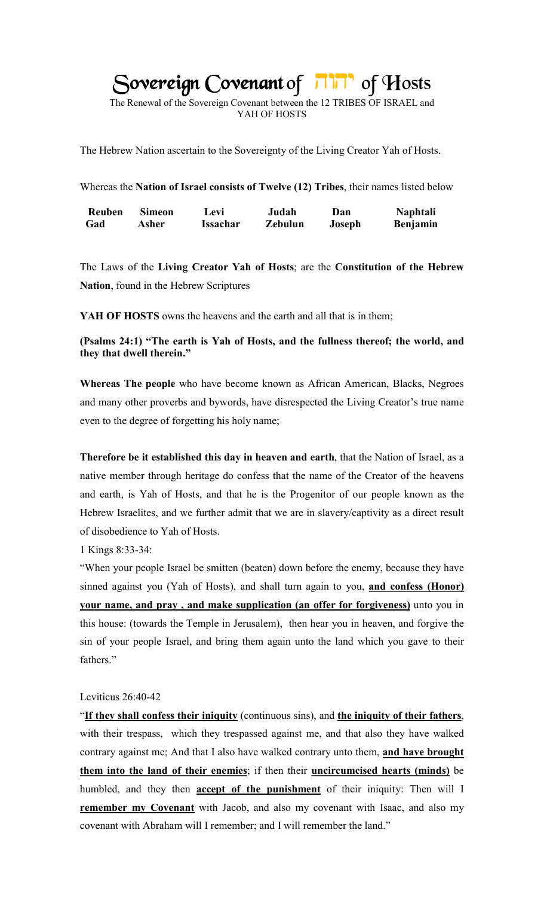# Sovereign Covenant of יהוה of Hosts

The Renewal of the Sovereign Covenant between the 12 TRIBES OF ISRAEL and YAH OF HOSTS

The Hebrew Nation ascertain to the Sovereignty of the Living Creator Yah of Hosts.

Whereas the **Nation of Israel consists of Twelve (12) Tribes**, their names listed below

| **Reuben** | **Simeon** | **Levi** | **Judah** | **Dan** | **Naphtali** |
|---|---|---|---|---|---|
| **Gad** | **Asher** | **Issachar** | **Zebulun** | **Joseph** | **Benjamin** |

The Laws of the **Living Creator Yah of Hosts**; are the **Constitution of the Hebrew Nation**, found in the Hebrew Scriptures

**YAH OF HOSTS** owns the heavens and the earth and all that is in them;

**(Psalms 24:1) "The earth is Yah of Hosts, and the fullness thereof; the world, and they that dwell therein."**

**Whereas The people** who have become known as African American, Blacks, Negroes and many other proverbs and bywords, have disrespected the Living Creator's true name even to the degree of forgetting his holy name;

**Therefore be it established this day in heaven and earth**, that the Nation of Israel, as a native member through heritage do confess that the name of the Creator of the heavens and earth, is Yah of Hosts, and that he is the Progenitor of our people known as the Hebrew Israelites, and we further admit that we are in slavery/captivity as a direct result of disobedience to Yah of Hosts.

1 Kings 8:33-34:

"When your people Israel be smitten (beaten) down before the enemy, because they have sinned against you (Yah of Hosts), and shall turn again to you, **and confess (Honor) your name, and pray , and make supplication (an offer for forgiveness)** unto you in this house: (towards the Temple in Jerusalem), then hear you in heaven, and forgive the sin of your people Israel, and bring them again unto the land which you gave to their fathers."

Leviticus 26:40-42

"**If they shall confess their iniquity** (continuous sins), and **the iniquity of their fathers**, with their trespass, which they trespassed against me, and that also they have walked contrary against me; And that I also have walked contrary unto them, **and have brought them into the land of their enemies**; if then their **uncircumcised hearts (minds)** be humbled, and they then **accept of the punishment** of their iniquity: Then will I **remember my Covenant** with Jacob, and also my covenant with Isaac, and also my covenant with Abraham will I remember; and I will remember the land."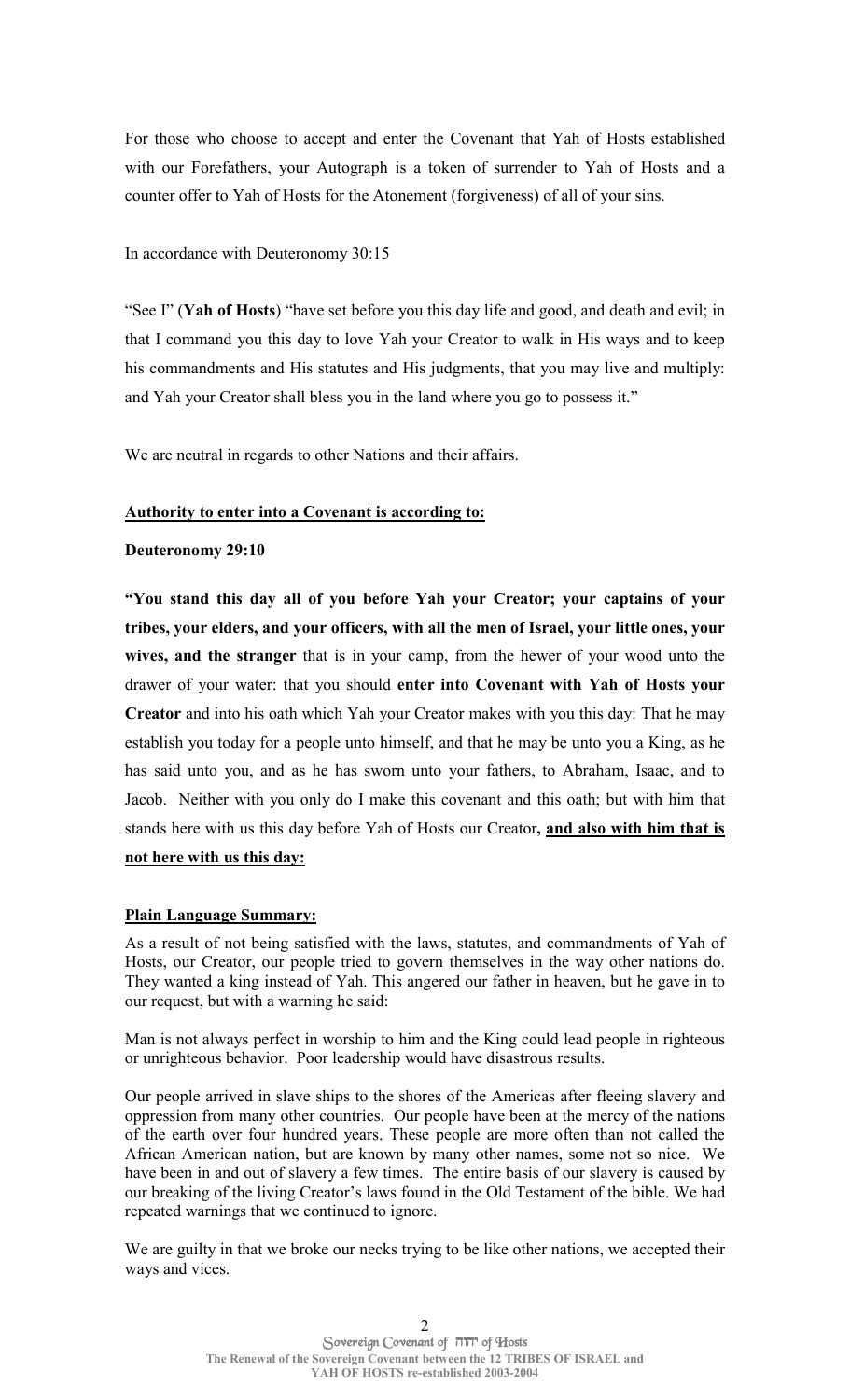For those who choose to accept and enter the Covenant that Yah of Hosts established with our Forefathers, your Autograph is a token of surrender to Yah of Hosts and a counter offer to Yah of Hosts for the Atonement (forgiveness) of all of your sins.

In accordance with Deuteronomy 30:15

"See I" (**Yah of Hosts**) "have set before you this day life and good, and death and evil; in that I command you this day to love Yah your Creator to walk in His ways and to keep his commandments and His statutes and His judgments, that you may live and multiply: and Yah your Creator shall bless you in the land where you go to possess it."

We are neutral in regards to other Nations and their affairs.

**Authority to enter into a Covenant is according to:**

**Deuteronomy 29:10**

**"You stand this day all of you before Yah your Creator; your captains of your tribes, your elders, and your officers, with all the men of Israel, your little ones, your wives, and the stranger** that is in your camp, from the hewer of your wood unto the drawer of your water: that you should **enter into Covenant with Yah of Hosts your Creator** and into his oath which Yah your Creator makes with you this day: That he may establish you today for a people unto himself, and that he may be unto you a King, as he has said unto you, and as he has sworn unto your fathers, to Abraham, Isaac, and to Jacob. Neither with you only do I make this covenant and this oath; but with him that stands here with us this day before Yah of Hosts our Creator**, and also with him that is not here with us this day:**

**Plain Language Summary:**

As a result of not being satisfied with the laws, statutes, and commandments of Yah of Hosts, our Creator, our people tried to govern themselves in the way other nations do. They wanted a king instead of Yah. This angered our father in heaven, but he gave in to our request, but with a warning he said:

Man is not always perfect in worship to him and the King could lead people in righteous or unrighteous behavior. Poor leadership would have disastrous results.

Our people arrived in slave ships to the shores of the Americas after fleeing slavery and oppression from many other countries. Our people have been at the mercy of the nations of the earth over four hundred years. These people are more often than not called the African American nation, but are known by many other names, some not so nice. We have been in and out of slavery a few times. The entire basis of our slavery is caused by our breaking of the living Creator's laws found in the Old Testament of the bible. We had repeated warnings that we continued to ignore.

We are guilty in that we broke our necks trying to be like other nations, we accepted their ways and vices.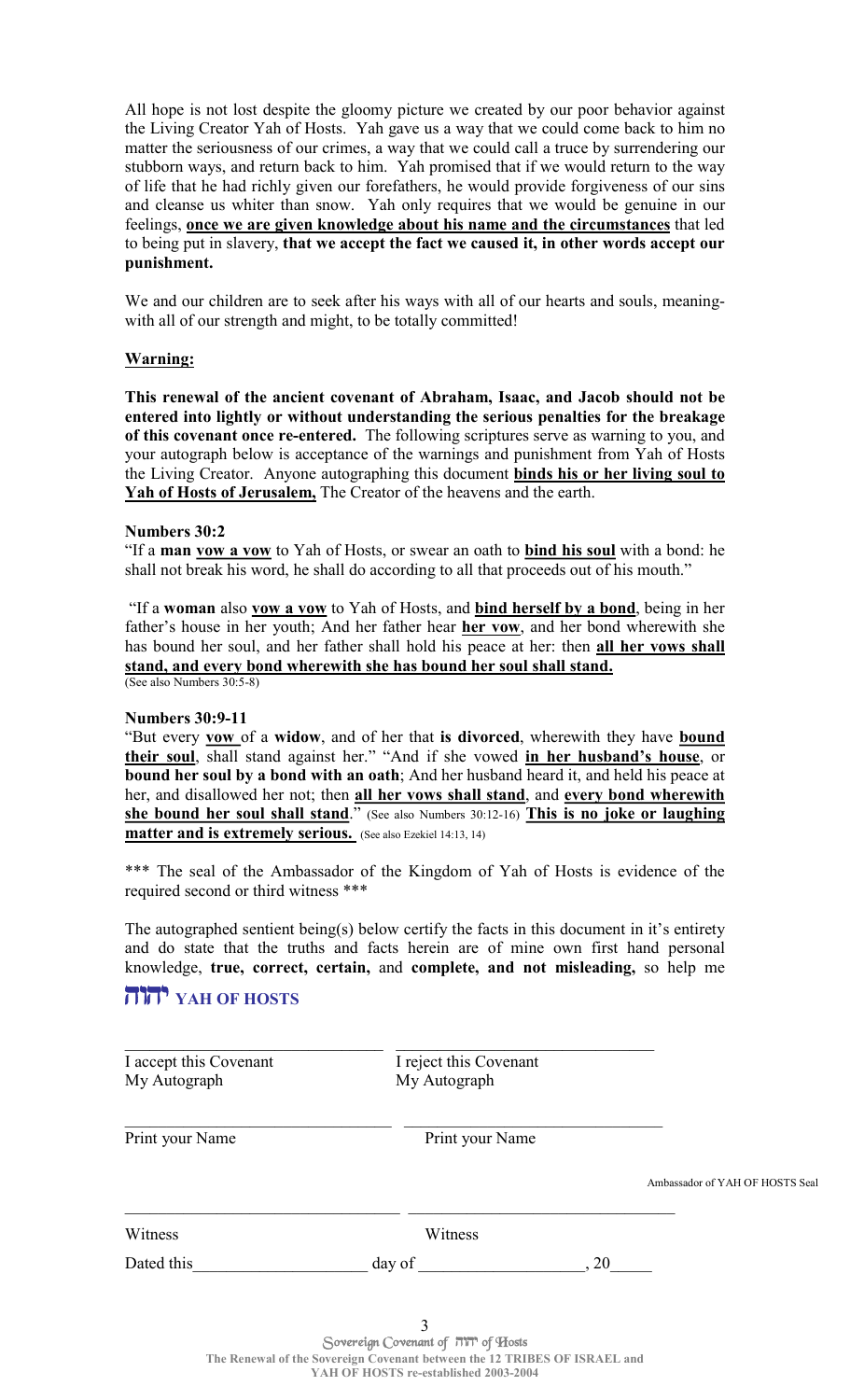All hope is not lost despite the gloomy picture we created by our poor behavior against the Living Creator Yah of Hosts. Yah gave us a way that we could come back to him no matter the seriousness of our crimes, a way that we could call a truce by surrendering our stubborn ways, and return back to him. Yah promised that if we would return to the way of life that he had richly given our forefathers, he would provide forgiveness of our sins and cleanse us whiter than snow. Yah only requires that we would be genuine in our feelings, **once we are given knowledge about his name and the circumstances** that led to being put in slavery, **that we accept the fact we caused it, in other words accept our punishment.**

We and our children are to seek after his ways with all of our hearts and souls, meaning-with all of our strength and might, to be totally committed!

**Warning:**

**This renewal of the ancient covenant of Abraham, Isaac, and Jacob should not be entered into lightly or without understanding the serious penalties for the breakage of this covenant once re-entered.** The following scriptures serve as warning to you, and your autograph below is acceptance of the warnings and punishment from Yah of Hosts the Living Creator. Anyone autographing this document **binds his or her living soul to Yah of Hosts of Jerusalem,** The Creator of the heavens and the earth.

**Numbers 30:2**

"If a **man vow a vow** to Yah of Hosts, or swear an oath to **bind his soul** with a bond: he shall not break his word, he shall do according to all that proceeds out of his mouth."

"If a **woman** also **vow a vow** to Yah of Hosts, and **bind herself by a bond**, being in her father's house in her youth; And her father hear **her vow**, and her bond wherewith she has bound her soul, and her father shall hold his peace at her: then **all her vows shall stand, and every bond wherewith she has bound her soul shall stand.**
(See also Numbers 30:5-8)

**Numbers 30:9-11**

"But every **vow** of a **widow**, and of her that **is divorced**, wherewith they have **bound their soul**, shall stand against her." "And if she vowed **in her husband's house**, or **bound her soul by a bond with an oath**; And her husband heard it, and held his peace at her, and disallowed her not; then **all her vows shall stand**, and **every bond wherewith she bound her soul shall stand**." (See also Numbers 30:12-16) **This is no joke or laughing matter and is extremely serious.** (See also Ezekiel 14:13, 14)

*** The seal of the Ambassador of the Kingdom of Yah of Hosts is evidence of the required second or third witness ***

The autographed sentient being(s) below certify the facts in this document in it's entirety and do state that the truths and facts herein are of mine own first hand personal knowledge, **true, correct, certain,** and **complete, and not misleading,** so help me

יהוה **YAH OF HOSTS**

| | |
|---|---|
| ______________________________ | ______________________________ |
| I accept this Covenant<br>My Autograph | I reject this Covenant<br>My Autograph |
| ______________________________ | ______________________________ |
| Print your Name | Print your Name |
| ______________________________ | ______________________________ |
| Witness | Witness |

Ambassador of YAH OF HOSTS Seal

Dated this____________________ day of ___________________, 20_____